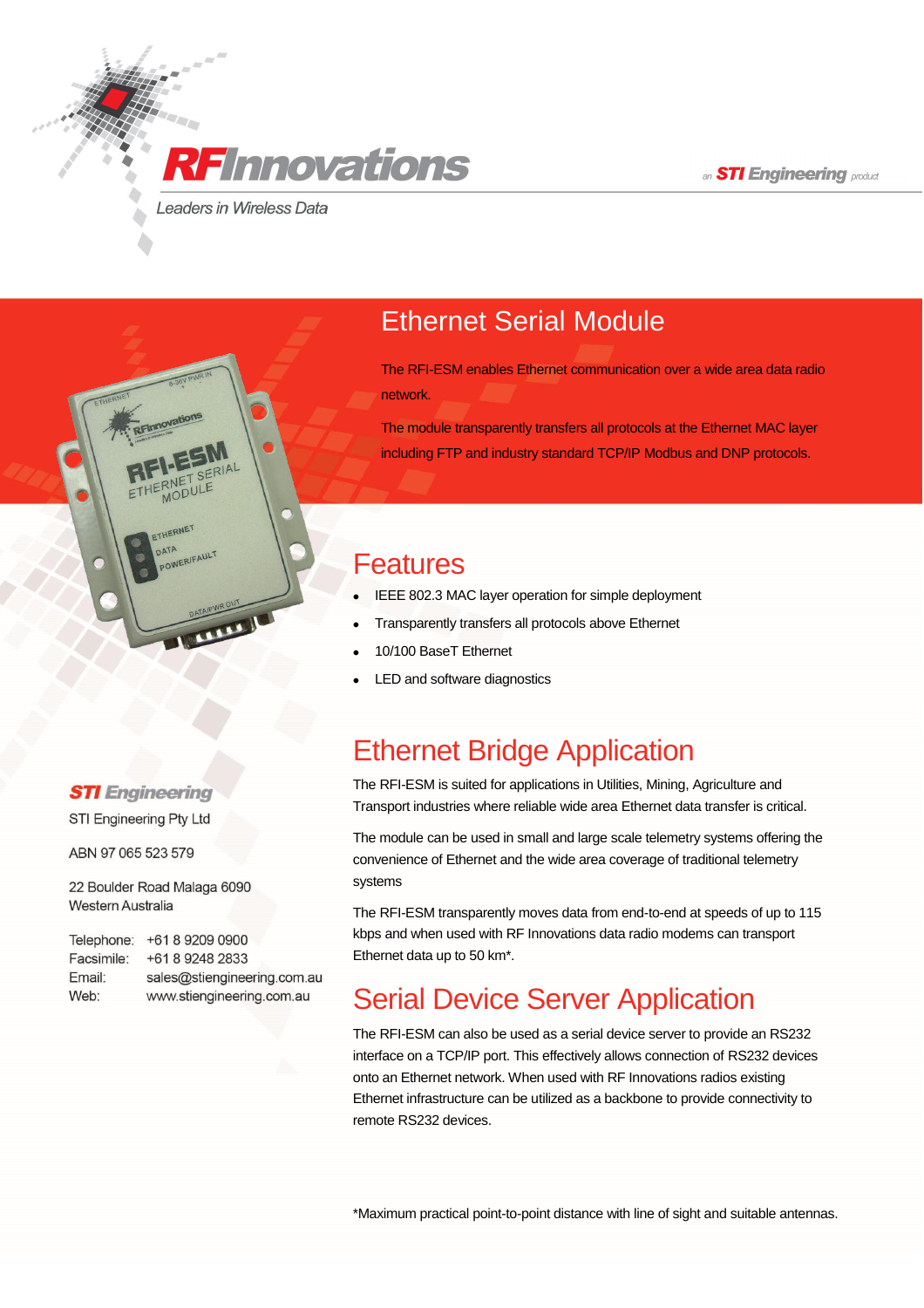# RFInnovations

*Leaders in Wireless Data*

an STI Engineering product

## Ethernet Serial Module

The RFI-ESM enables Ethernet communication over a wide area data radio network.

The module transparently transfers all protocols at the Ethernet MAC layer including FTP and industry standard TCP/IP Modbus and DNP protocols.

## Features

- IEEE 802.3 MAC layer operation for simple deployment
- Transparently transfers all protocols above Ethernet
- 10/100 BaseT Ethernet
- LED and software diagnostics

## Ethernet Bridge Application

The RFI-ESM is suited for applications in Utilities, Mining, Agriculture and Transport industries where reliable wide area Ethernet data transfer is critical.

The module can be used in small and large scale telemetry systems offering the convenience of Ethernet and the wide area coverage of traditional telemetry systems

The RFI-ESM transparently moves data from end-to-end at speeds of up to 115 kbps and when used with RF Innovations data radio modems can transport Ethernet data up to 50 km*.

## Serial Device Server Application

The RFI-ESM can also be used as a serial device server to provide an RS232 interface on a TCP/IP port. This effectively allows connection of RS232 devices onto an Ethernet network. When used with RF Innovations radios existing Ethernet infrastructure can be utilized as a backbone to provide connectivity to remote RS232 devices.

*Maximum practical point-to-point distance with line of sight and suitable antennas.

**STI Engineering**

STI Engineering Pty Ltd

ABN 97 065 523 579

22 Boulder Road Malaga 6090
Western Australia

Telephone: +61 8 9209 0900
Facsimile: +61 8 9248 2833
Email: sales@stiengineering.com.au
Web: www.stiengineering.com.au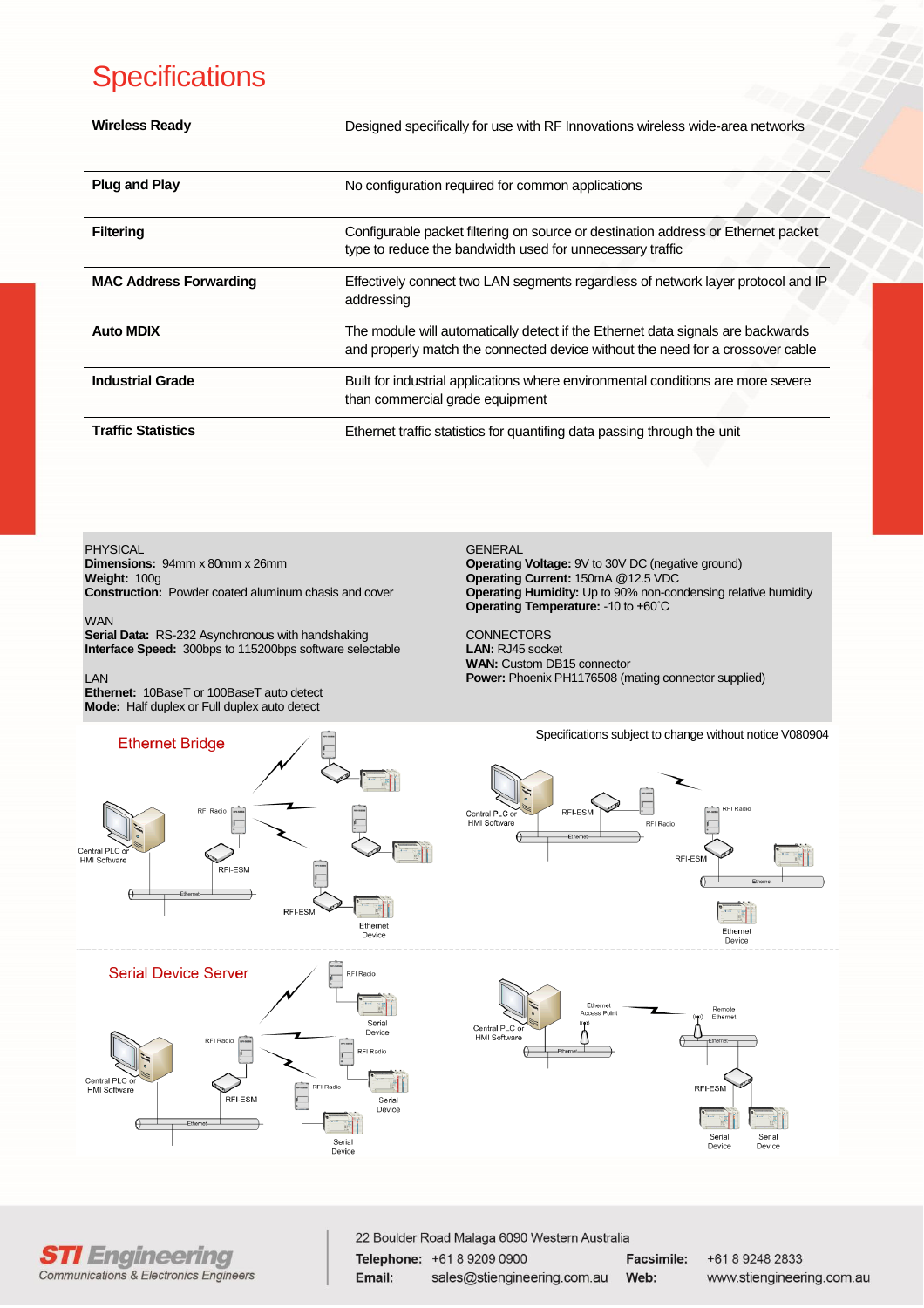# Specifications

| | |
|---|---|
| **Wireless Ready** | Designed specifically for use with RF Innovations wireless wide-area networks |
| **Plug and Play** | No configuration required for common applications |
| **Filtering** | Configurable packet filtering on source or destination address or Ethernet packet type to reduce the bandwidth used for unnecessary traffic |
| **MAC Address Forwarding** | Effectively connect two LAN segments regardless of network layer protocol and IP addressing |
| **Auto MDIX** | The module will automatically detect if the Ethernet data signals are backwards and properly match the connected device without the need for a crossover cable |
| **Industrial Grade** | Built for industrial applications where environmental conditions are more severe than commercial grade equipment |
| **Traffic Statistics** | Ethernet traffic statistics for quantifing data passing through the unit |

PHYSICAL
**Dimensions:** 94mm x 80mm x 26mm
**Weight:** 100g
**Construction:** Powder coated aluminum chasis and cover

WAN
**Serial Data:** RS-232 Asynchronous with handshaking
**Interface Speed:** 300bps to 115200bps software selectable

LAN
**Ethernet:** 10BaseT or 100BaseT auto detect
**Mode:** Half duplex or Full duplex auto detect

GENERAL
**Operating Voltage:** 9V to 30V DC (negative ground)
**Operating Current:** 150mA @12.5 VDC
**Operating Humidity:** Up to 90% non-condensing relative humidity
**Operating Temperature:** -10 to +60˚C

CONNECTORS
**LAN:** RJ45 socket
**WAN:** Custom DB15 connector
**Power:** Phoenix PH1176508 (mating connector supplied)

Specifications subject to change without notice V080904

## Ethernet Bridge

Central PLC or HMI Software
RFI Radio
RFI-ESM
Ethernet
Ethernet Device

## Serial Device Server

Central PLC or HMI Software
RFI Radio
RFI-ESM
Ethernet
Serial Device
Ethernet Access Point
Remote Ethernet

---

**STI Engineering**
*Communications & Electronics Engineers*

22 Boulder Road Malaga 6090 Western Australia
**Telephone:** +61 8 9209 0900 **Facsimile:** +61 8 9248 2833
**Email:** sales@stiengineering.com.au **Web:** www.stiengineering.com.au